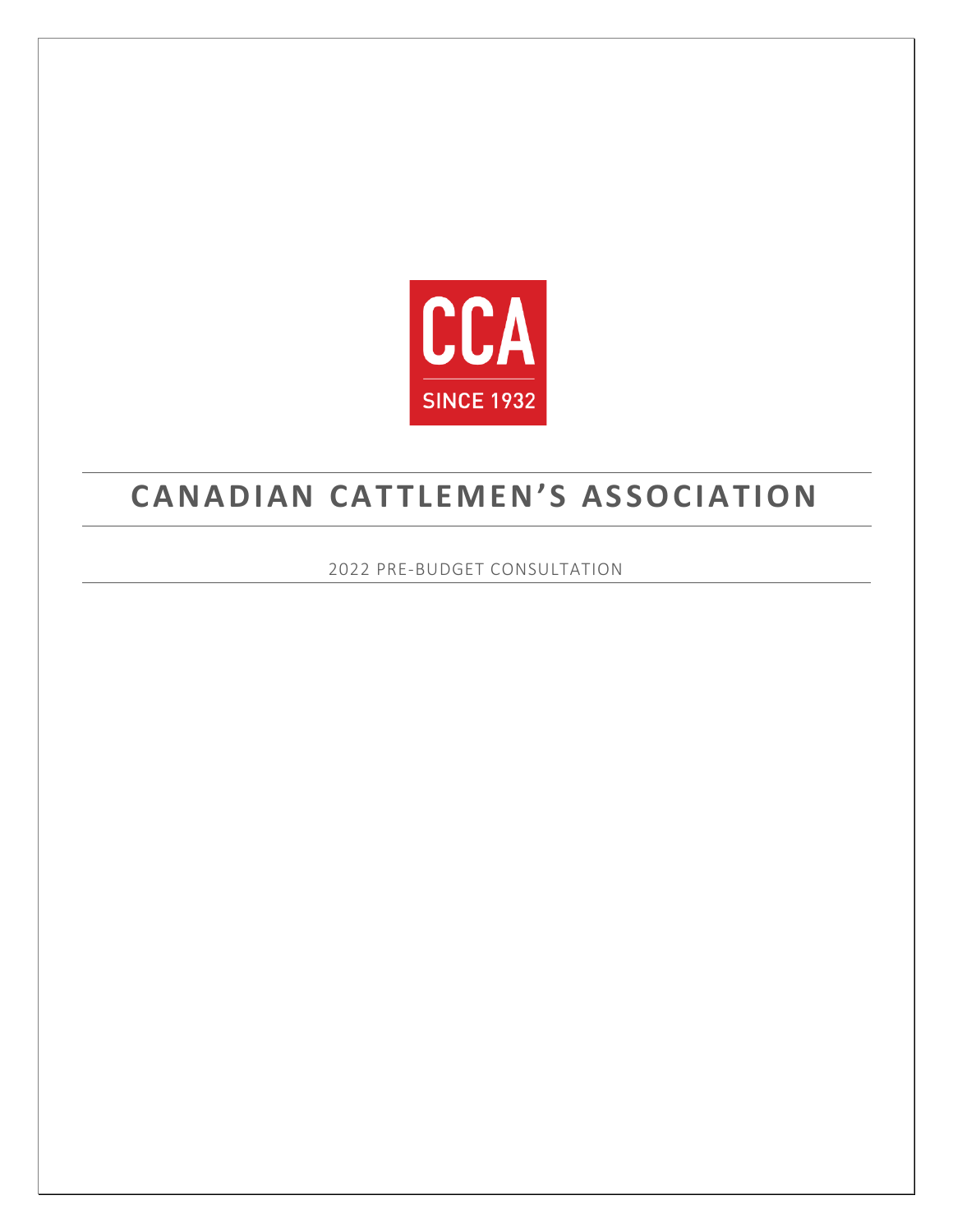CCA

SINCE 1932

# CANADIAN CATTLEMEN'S ASSOCIATION

2022 PRE-BUDGET CONSULTATION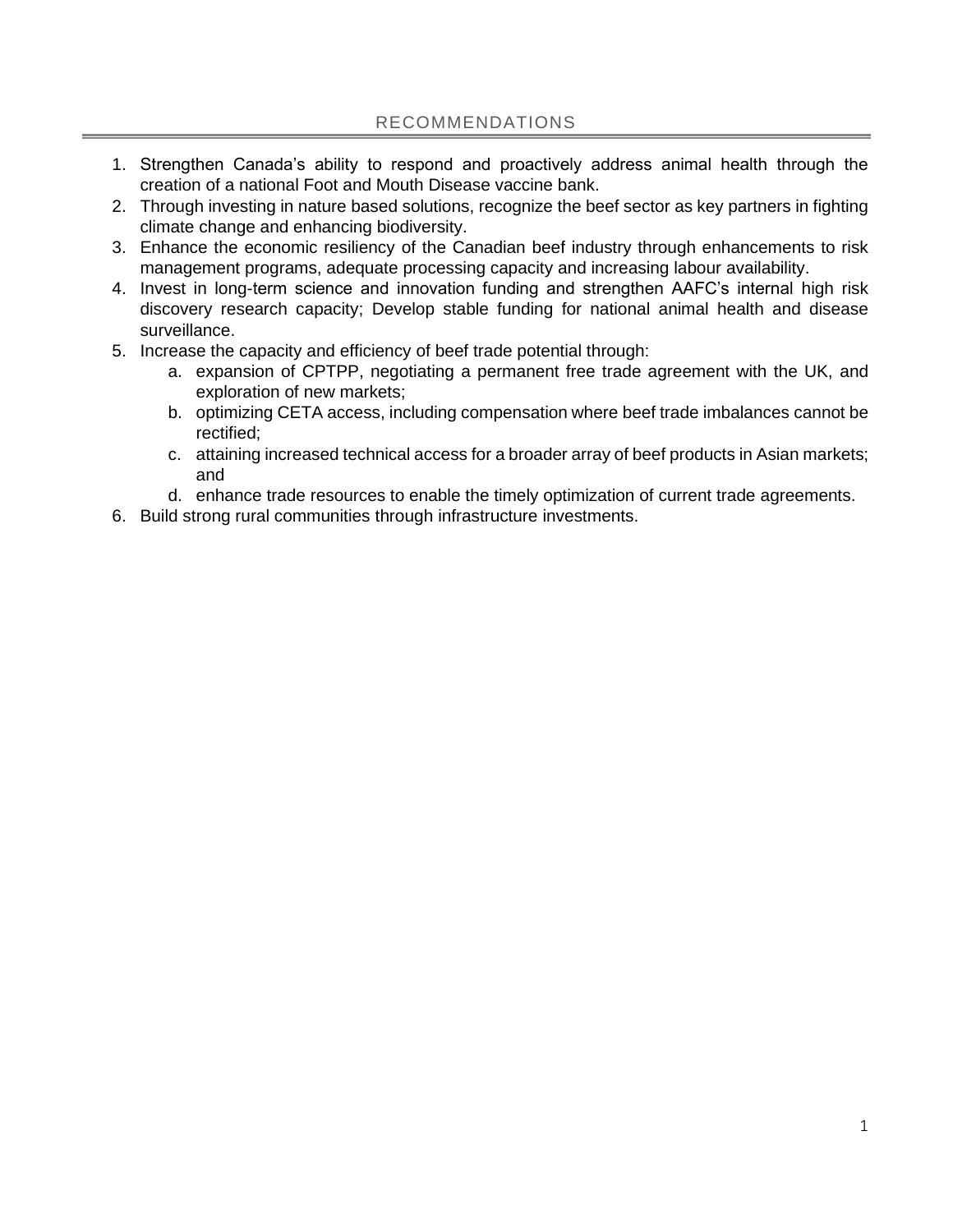## RECOMMENDATIONS

1. Strengthen Canada's ability to respond and proactively address animal health through the creation of a national Foot and Mouth Disease vaccine bank.
2. Through investing in nature based solutions, recognize the beef sector as key partners in fighting climate change and enhancing biodiversity.
3. Enhance the economic resiliency of the Canadian beef industry through enhancements to risk management programs, adequate processing capacity and increasing labour availability.
4. Invest in long-term science and innovation funding and strengthen AAFC's internal high risk discovery research capacity; Develop stable funding for national animal health and disease surveillance.
5. Increase the capacity and efficiency of beef trade potential through:
    a. expansion of CPTPP, negotiating a permanent free trade agreement with the UK, and exploration of new markets;
    b. optimizing CETA access, including compensation where beef trade imbalances cannot be rectified;
    c. attaining increased technical access for a broader array of beef products in Asian markets; and
    d. enhance trade resources to enable the timely optimization of current trade agreements.
6. Build strong rural communities through infrastructure investments.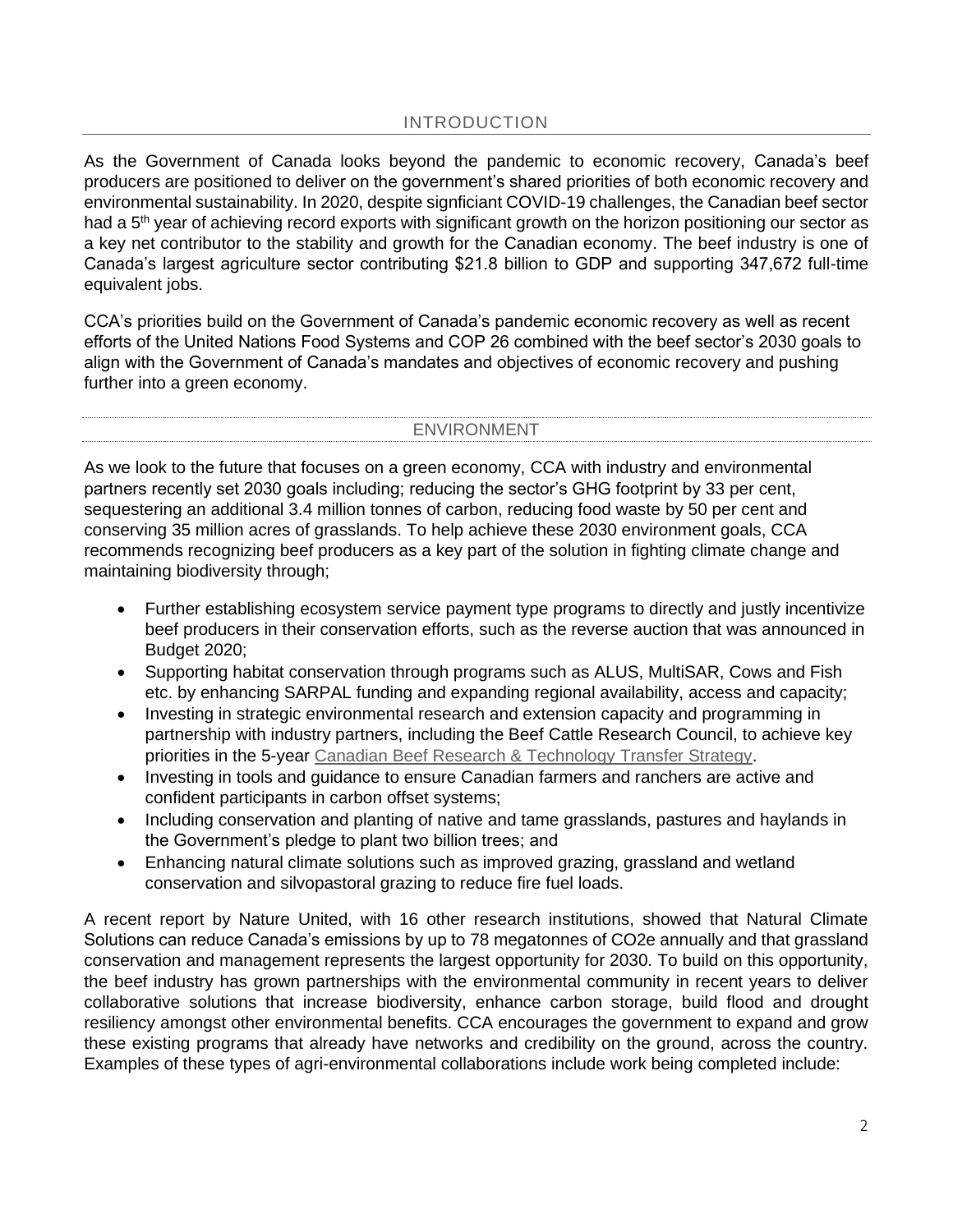## INTRODUCTION

As the Government of Canada looks beyond the pandemic to economic recovery, Canada's beef producers are positioned to deliver on the government's shared priorities of both economic recovery and environmental sustainability. In 2020, despite signficiant COVID-19 challenges, the Canadian beef sector had a 5th year of achieving record exports with significant growth on the horizon positioning our sector as a key net contributor to the stability and growth for the Canadian economy. The beef industry is one of Canada's largest agriculture sector contributing $21.8 billion to GDP and supporting 347,672 full-time equivalent jobs.

CCA's priorities build on the Government of Canada's pandemic economic recovery as well as recent efforts of the United Nations Food Systems and COP 26 combined with the beef sector's 2030 goals to align with the Government of Canada's mandates and objectives of economic recovery and pushing further into a green economy.

## ENVIRONMENT

As we look to the future that focuses on a green economy, CCA with industry and environmental partners recently set 2030 goals including; reducing the sector's GHG footprint by 33 per cent, sequestering an additional 3.4 million tonnes of carbon, reducing food waste by 50 per cent and conserving 35 million acres of grasslands. To help achieve these 2030 environment goals, CCA recommends recognizing beef producers as a key part of the solution in fighting climate change and maintaining biodiversity through;

- Further establishing ecosystem service payment type programs to directly and justly incentivize beef producers in their conservation efforts, such as the reverse auction that was announced in Budget 2020;
- Supporting habitat conservation through programs such as ALUS, MultiSAR, Cows and Fish etc. by enhancing SARPAL funding and expanding regional availability, access and capacity;
- Investing in strategic environmental research and extension capacity and programming in partnership with industry partners, including the Beef Cattle Research Council, to achieve key priorities in the 5-year Canadian Beef Research & Technology Transfer Strategy.
- Investing in tools and guidance to ensure Canadian farmers and ranchers are active and confident participants in carbon offset systems;
- Including conservation and planting of native and tame grasslands, pastures and haylands in the Government's pledge to plant two billion trees; and
- Enhancing natural climate solutions such as improved grazing, grassland and wetland conservation and silvopastoral grazing to reduce fire fuel loads.

A recent report by Nature United, with 16 other research institutions, showed that Natural Climate Solutions can reduce Canada's emissions by up to 78 megatonnes of $CO_2e$ annually and that grassland conservation and management represents the largest opportunity for 2030. To build on this opportunity, the beef industry has grown partnerships with the environmental community in recent years to deliver collaborative solutions that increase biodiversity, enhance carbon storage, build flood and drought resiliency amongst other environmental benefits. CCA encourages the government to expand and grow these existing programs that already have networks and credibility on the ground, across the country. Examples of these types of agri-environmental collaborations include work being completed include: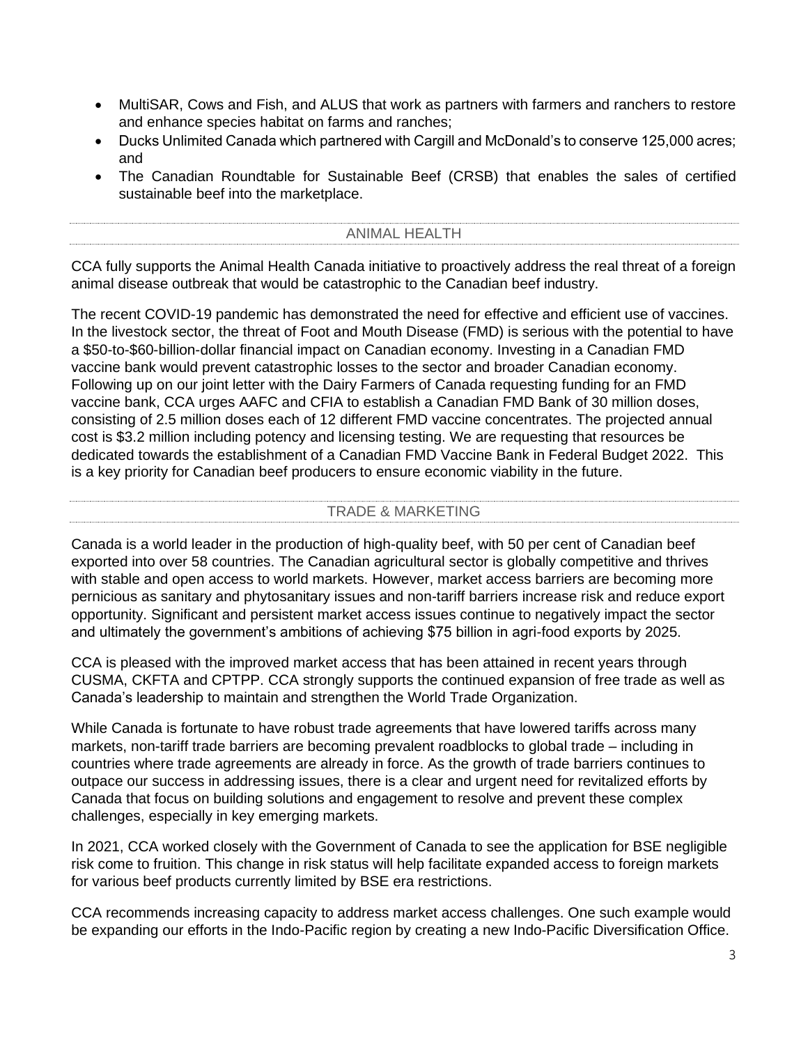- MultiSAR, Cows and Fish, and ALUS that work as partners with farmers and ranchers to restore and enhance species habitat on farms and ranches;
- Ducks Unlimited Canada which partnered with Cargill and McDonald's to conserve 125,000 acres; and
- The Canadian Roundtable for Sustainable Beef (CRSB) that enables the sales of certified sustainable beef into the marketplace.

## ANIMAL HEALTH

CCA fully supports the Animal Health Canada initiative to proactively address the real threat of a foreign animal disease outbreak that would be catastrophic to the Canadian beef industry.

The recent COVID-19 pandemic has demonstrated the need for effective and efficient use of vaccines. In the livestock sector, the threat of Foot and Mouth Disease (FMD) is serious with the potential to have a $50-to-$60-billion-dollar financial impact on Canadian economy. Investing in a Canadian FMD vaccine bank would prevent catastrophic losses to the sector and broader Canadian economy. Following up on our joint letter with the Dairy Farmers of Canada requesting funding for an FMD vaccine bank, CCA urges AAFC and CFIA to establish a Canadian FMD Bank of 30 million doses, consisting of 2.5 million doses each of 12 different FMD vaccine concentrates. The projected annual cost is $3.2 million including potency and licensing testing. We are requesting that resources be dedicated towards the establishment of a Canadian FMD Vaccine Bank in Federal Budget 2022. This is a key priority for Canadian beef producers to ensure economic viability in the future.

## TRADE & MARKETING

Canada is a world leader in the production of high-quality beef, with 50 per cent of Canadian beef exported into over 58 countries. The Canadian agricultural sector is globally competitive and thrives with stable and open access to world markets. However, market access barriers are becoming more pernicious as sanitary and phytosanitary issues and non-tariff barriers increase risk and reduce export opportunity. Significant and persistent market access issues continue to negatively impact the sector and ultimately the government's ambitions of achieving $75 billion in agri-food exports by 2025.

CCA is pleased with the improved market access that has been attained in recent years through CUSMA, CKFTA and CPTPP. CCA strongly supports the continued expansion of free trade as well as Canada's leadership to maintain and strengthen the World Trade Organization.

While Canada is fortunate to have robust trade agreements that have lowered tariffs across many markets, non-tariff trade barriers are becoming prevalent roadblocks to global trade – including in countries where trade agreements are already in force. As the growth of trade barriers continues to outpace our success in addressing issues, there is a clear and urgent need for revitalized efforts by Canada that focus on building solutions and engagement to resolve and prevent these complex challenges, especially in key emerging markets.

In 2021, CCA worked closely with the Government of Canada to see the application for BSE negligible risk come to fruition. This change in risk status will help facilitate expanded access to foreign markets for various beef products currently limited by BSE era restrictions.

CCA recommends increasing capacity to address market access challenges. One such example would be expanding our efforts in the Indo-Pacific region by creating a new Indo-Pacific Diversification Office.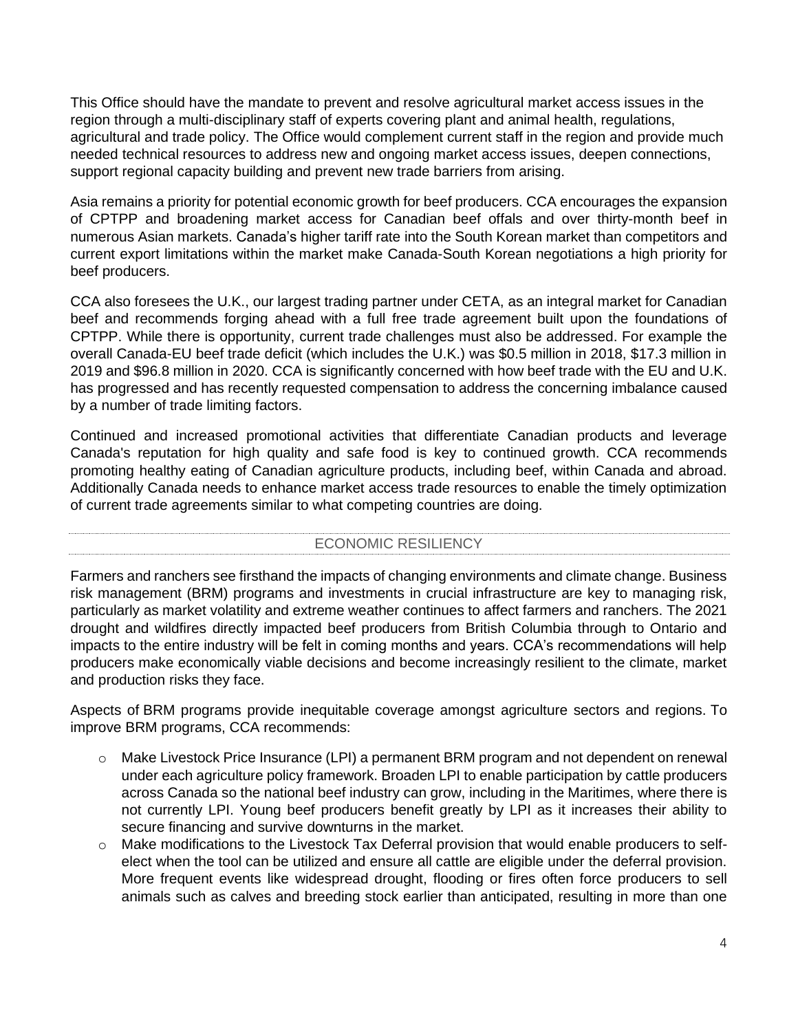This Office should have the mandate to prevent and resolve agricultural market access issues in the region through a multi-disciplinary staff of experts covering plant and animal health, regulations, agricultural and trade policy. The Office would complement current staff in the region and provide much needed technical resources to address new and ongoing market access issues, deepen connections, support regional capacity building and prevent new trade barriers from arising.

Asia remains a priority for potential economic growth for beef producers. CCA encourages the expansion of CPTPP and broadening market access for Canadian beef offals and over thirty-month beef in numerous Asian markets. Canada's higher tariff rate into the South Korean market than competitors and current export limitations within the market make Canada-South Korean negotiations a high priority for beef producers.

CCA also foresees the U.K., our largest trading partner under CETA, as an integral market for Canadian beef and recommends forging ahead with a full free trade agreement built upon the foundations of CPTPP. While there is opportunity, current trade challenges must also be addressed. For example the overall Canada-EU beef trade deficit (which includes the U.K.) was $0.5 million in 2018, $17.3 million in 2019 and $96.8 million in 2020. CCA is significantly concerned with how beef trade with the EU and U.K. has progressed and has recently requested compensation to address the concerning imbalance caused by a number of trade limiting factors.

Continued and increased promotional activities that differentiate Canadian products and leverage Canada's reputation for high quality and safe food is key to continued growth. CCA recommends promoting healthy eating of Canadian agriculture products, including beef, within Canada and abroad. Additionally Canada needs to enhance market access trade resources to enable the timely optimization of current trade agreements similar to what competing countries are doing.

## ECONOMIC RESILIENCY

Farmers and ranchers see firsthand the impacts of changing environments and climate change. Business risk management (BRM) programs and investments in crucial infrastructure are key to managing risk, particularly as market volatility and extreme weather continues to affect farmers and ranchers. The 2021 drought and wildfires directly impacted beef producers from British Columbia through to Ontario and impacts to the entire industry will be felt in coming months and years. CCA's recommendations will help producers make economically viable decisions and become increasingly resilient to the climate, market and production risks they face.

Aspects of BRM programs provide inequitable coverage amongst agriculture sectors and regions. To improve BRM programs, CCA recommends:

- Make Livestock Price Insurance (LPI) a permanent BRM program and not dependent on renewal under each agriculture policy framework. Broaden LPI to enable participation by cattle producers across Canada so the national beef industry can grow, including in the Maritimes, where there is not currently LPI. Young beef producers benefit greatly by LPI as it increases their ability to secure financing and survive downturns in the market.
- Make modifications to the Livestock Tax Deferral provision that would enable producers to self-elect when the tool can be utilized and ensure all cattle are eligible under the deferral provision. More frequent events like widespread drought, flooding or fires often force producers to sell animals such as calves and breeding stock earlier than anticipated, resulting in more than one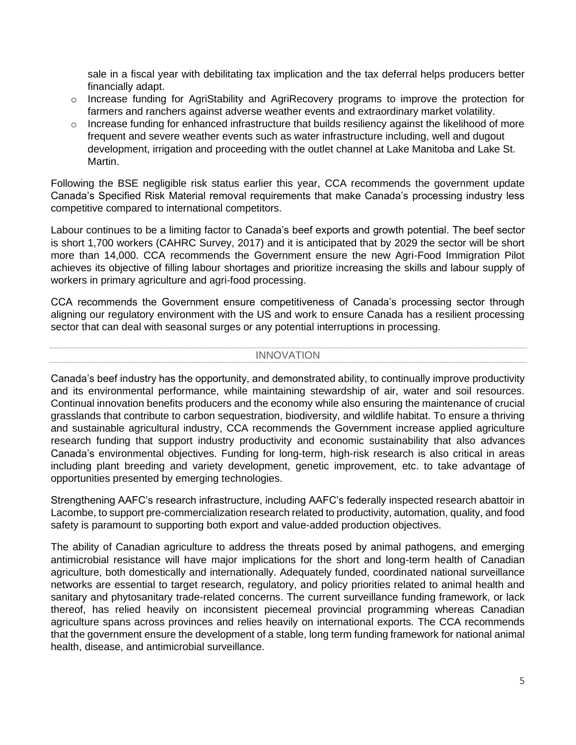sale in a fiscal year with debilitating tax implication and the tax deferral helps producers better financially adapt.

- Increase funding for AgriStability and AgriRecovery programs to improve the protection for farmers and ranchers against adverse weather events and extraordinary market volatility.
- Increase funding for enhanced infrastructure that builds resiliency against the likelihood of more frequent and severe weather events such as water infrastructure including, well and dugout development, irrigation and proceeding with the outlet channel at Lake Manitoba and Lake St. Martin.

Following the BSE negligible risk status earlier this year, CCA recommends the government update Canada's Specified Risk Material removal requirements that make Canada's processing industry less competitive compared to international competitors.

Labour continues to be a limiting factor to Canada's beef exports and growth potential. The beef sector is short 1,700 workers (CAHRC Survey, 2017) and it is anticipated that by 2029 the sector will be short more than 14,000. CCA recommends the Government ensure the new Agri-Food Immigration Pilot achieves its objective of filling labour shortages and prioritize increasing the skills and labour supply of workers in primary agriculture and agri-food processing.

CCA recommends the Government ensure competitiveness of Canada's processing sector through aligning our regulatory environment with the US and work to ensure Canada has a resilient processing sector that can deal with seasonal surges or any potential interruptions in processing.

## INNOVATION

Canada's beef industry has the opportunity, and demonstrated ability, to continually improve productivity and its environmental performance, while maintaining stewardship of air, water and soil resources. Continual innovation benefits producers and the economy while also ensuring the maintenance of crucial grasslands that contribute to carbon sequestration, biodiversity, and wildlife habitat. To ensure a thriving and sustainable agricultural industry, CCA recommends the Government increase applied agriculture research funding that support industry productivity and economic sustainability that also advances Canada's environmental objectives. Funding for long-term, high-risk research is also critical in areas including plant breeding and variety development, genetic improvement, etc. to take advantage of opportunities presented by emerging technologies.

Strengthening AAFC's research infrastructure, including AAFC's federally inspected research abattoir in Lacombe, to support pre-commercialization research related to productivity, automation, quality, and food safety is paramount to supporting both export and value-added production objectives.

The ability of Canadian agriculture to address the threats posed by animal pathogens, and emerging antimicrobial resistance will have major implications for the short and long-term health of Canadian agriculture, both domestically and internationally. Adequately funded, coordinated national surveillance networks are essential to target research, regulatory, and policy priorities related to animal health and sanitary and phytosanitary trade-related concerns. The current surveillance funding framework, or lack thereof, has relied heavily on inconsistent piecemeal provincial programming whereas Canadian agriculture spans across provinces and relies heavily on international exports. The CCA recommends that the government ensure the development of a stable, long term funding framework for national animal health, disease, and antimicrobial surveillance.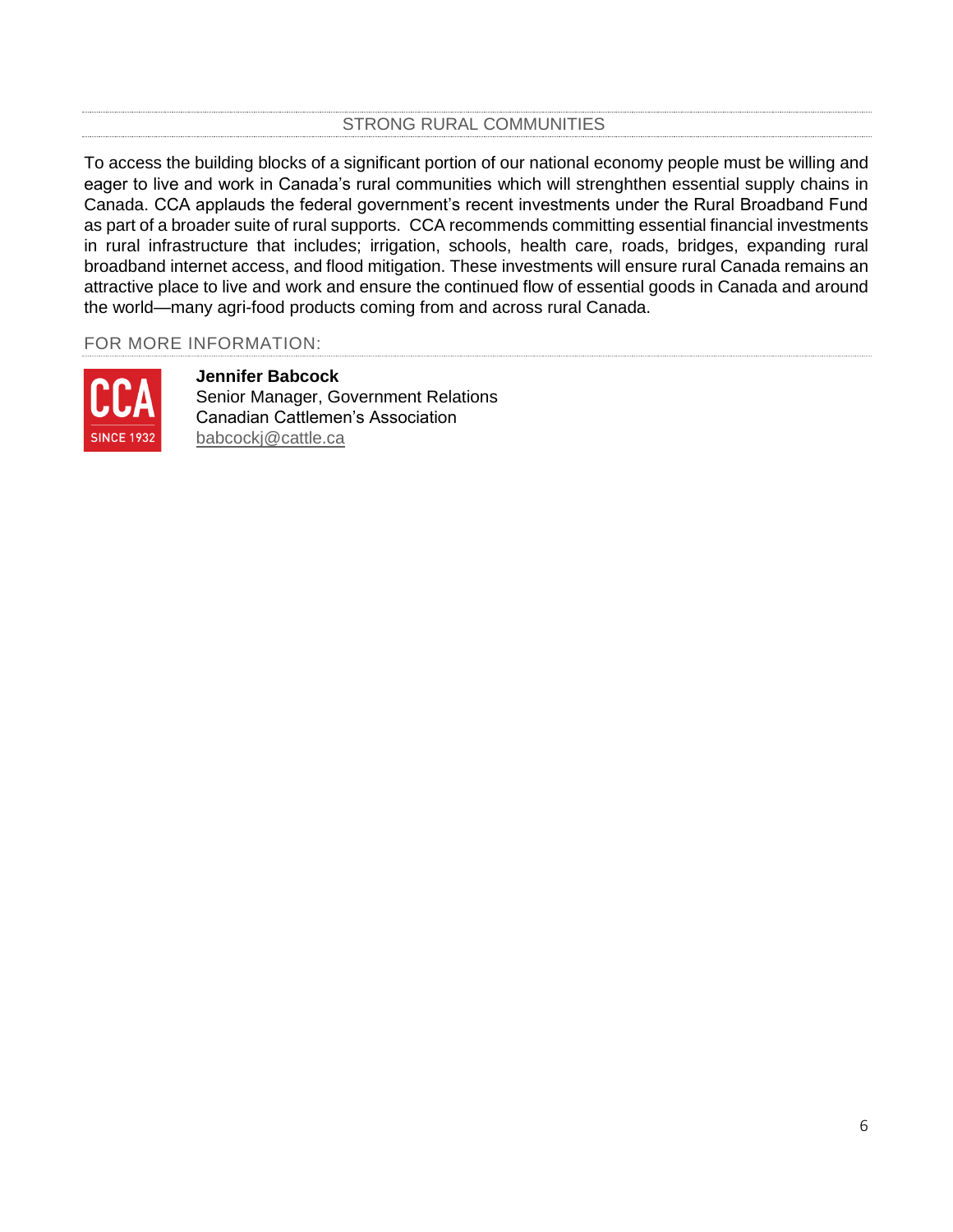## STRONG RURAL COMMUNITIES

To access the building blocks of a significant portion of our national economy people must be willing and eager to live and work in Canada's rural communities which will strenghthen essential supply chains in Canada. CCA applauds the federal government's recent investments under the Rural Broadband Fund as part of a broader suite of rural supports. CCA recommends committing essential financial investments in rural infrastructure that includes; irrigation, schools, health care, roads, bridges, expanding rural broadband internet access, and flood mitigation. These investments will ensure rural Canada remains an attractive place to live and work and ensure the continued flow of essential goods in Canada and around the world—many agri-food products coming from and across rural Canada.

## FOR MORE INFORMATION:

CCA
SINCE 1932

**Jennifer Babcock**
Senior Manager, Government Relations
Canadian Cattlemen's Association
babcockj@cattle.ca